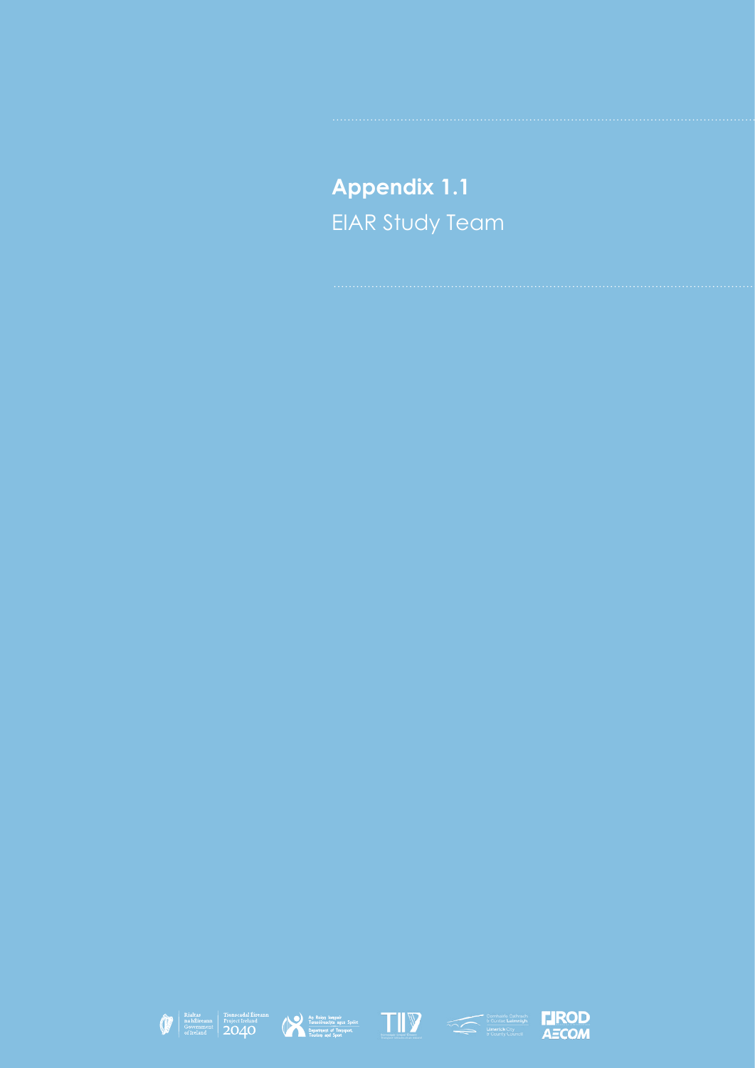# Appendix 1.1

EIAR Study Team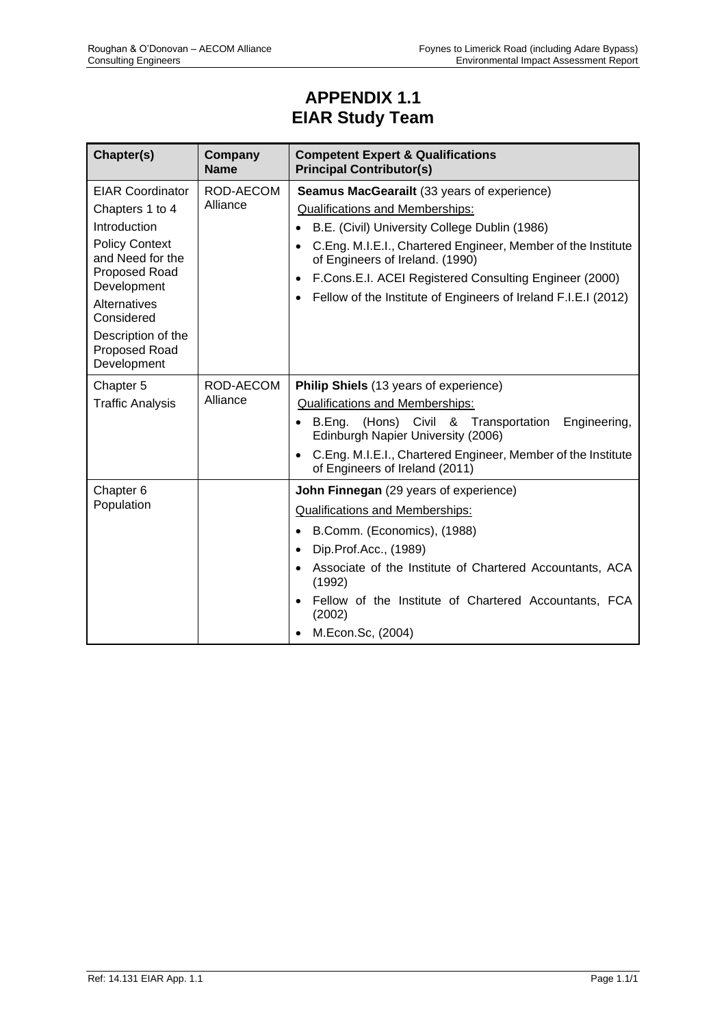# APPENDIX 1.1
# EIAR Study Team

| Chapter(s) | Company Name | Competent Expert & Qualifications Principal Contributor(s) |
|---|---|---|
| EIAR Coordinator<br>Chapters 1 to 4<br>Introduction<br>Policy Context and Need for the Proposed Road Development<br>Alternatives Considered<br>Description of the Proposed Road Development | ROD-AECOM Alliance | **Seamus MacGearailt** (33 years of experience)<br>Qualifications and Memberships:<br>• B.E. (Civil) University College Dublin (1986)<br>• C.Eng. M.I.E.I., Chartered Engineer, Member of the Institute of Engineers of Ireland. (1990)<br>• F.Cons.E.I. ACEI Registered Consulting Engineer (2000)<br>• Fellow of the Institute of Engineers of Ireland F.I.E.I (2012) |
| Chapter 5<br>Traffic Analysis | ROD-AECOM Alliance | **Philip Shiels** (13 years of experience)<br>Qualifications and Memberships:<br>• B.Eng. (Hons) Civil & Transportation Engineering, Edinburgh Napier University (2006)<br>• C.Eng. M.I.E.I., Chartered Engineer, Member of the Institute of Engineers of Ireland (2011) |
| Chapter 6<br>Population | | **John Finnegan** (29 years of experience)<br>Qualifications and Memberships:<br>• B.Comm. (Economics), (1988)<br>• Dip.Prof.Acc., (1989)<br>• Associate of the Institute of Chartered Accountants, ACA (1992)<br>• Fellow of the Institute of Chartered Accountants, FCA (2002)<br>• M.Econ.Sc, (2004) |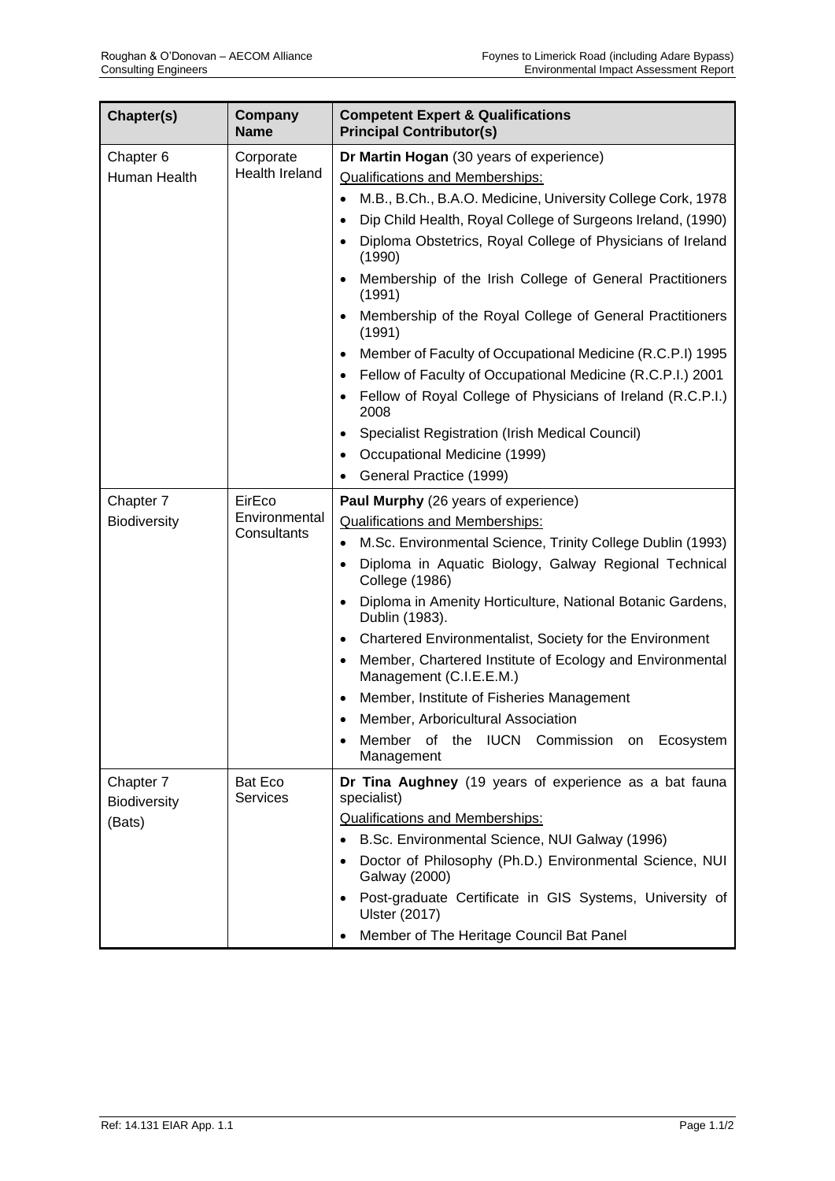| Chapter(s) | Company Name | Competent Expert & Qualifications<br>Principal Contributor(s) |
|---|---|---|
| Chapter 6<br>Human Health | Corporate Health Ireland | **Dr Martin Hogan** (30 years of experience)<br>Qualifications and Memberships:<br>• M.B., B.Ch., B.A.O. Medicine, University College Cork, 1978<br>• Dip Child Health, Royal College of Surgeons Ireland, (1990)<br>• Diploma Obstetrics, Royal College of Physicians of Ireland (1990)<br>• Membership of the Irish College of General Practitioners (1991)<br>• Membership of the Royal College of General Practitioners (1991)<br>• Member of Faculty of Occupational Medicine (R.C.P.I) 1995<br>• Fellow of Faculty of Occupational Medicine (R.C.P.I.) 2001<br>• Fellow of Royal College of Physicians of Ireland (R.C.P.I.) 2008<br>• Specialist Registration (Irish Medical Council)<br>• Occupational Medicine (1999)<br>• General Practice (1999) |
| Chapter 7<br>Biodiversity | EirEco Environmental Consultants | **Paul Murphy** (26 years of experience)<br>Qualifications and Memberships:<br>• M.Sc. Environmental Science, Trinity College Dublin (1993)<br>• Diploma in Aquatic Biology, Galway Regional Technical College (1986)<br>• Diploma in Amenity Horticulture, National Botanic Gardens, Dublin (1983).<br>• Chartered Environmentalist, Society for the Environment<br>• Member, Chartered Institute of Ecology and Environmental Management (C.I.E.E.M.)<br>• Member, Institute of Fisheries Management<br>• Member, Arboricultural Association<br>• Member of the IUCN Commission on Ecosystem Management |
| Chapter 7<br>Biodiversity<br>(Bats) | Bat Eco Services | **Dr Tina Aughney** (19 years of experience as a bat fauna specialist)<br>Qualifications and Memberships:<br>• B.Sc. Environmental Science, NUI Galway (1996)<br>• Doctor of Philosophy (Ph.D.) Environmental Science, NUI Galway (2000)<br>• Post-graduate Certificate in GIS Systems, University of Ulster (2017)<br>• Member of The Heritage Council Bat Panel |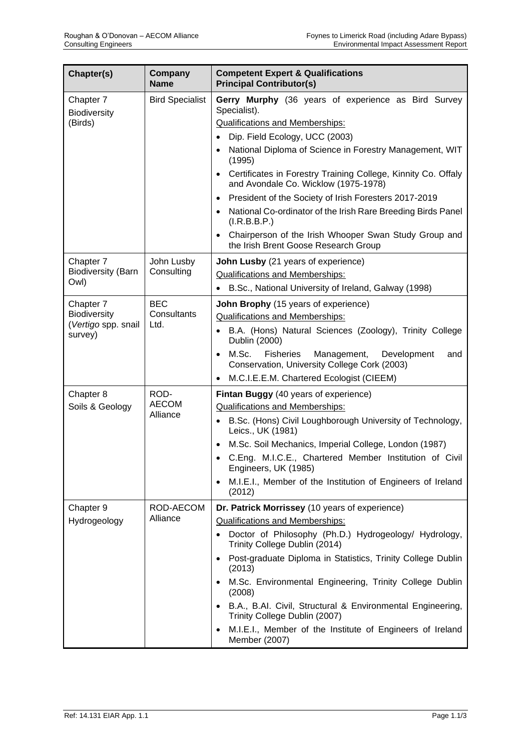| Chapter(s) | Company Name | Competent Expert & Qualifications<br>Principal Contributor(s) |
|---|---|---|
| Chapter 7<br>Biodiversity (Birds) | Bird Specialist | **Gerry Murphy** (36 years of experience as Bird Survey Specialist).<br>Qualifications and Memberships:<br>• Dip. Field Ecology, UCC (2003)<br>• National Diploma of Science in Forestry Management, WIT (1995)<br>• Certificates in Forestry Training College, Kinnity Co. Offaly and Avondale Co. Wicklow (1975-1978)<br>• President of the Society of Irish Foresters 2017-2019<br>• National Co-ordinator of the Irish Rare Breeding Birds Panel (I.R.B.B.P.)<br>• Chairperson of the Irish Whooper Swan Study Group and the Irish Brent Goose Research Group |
| Chapter 7<br>Biodiversity (Barn Owl) | John Lusby Consulting | **John Lusby** (21 years of experience)<br>Qualifications and Memberships:<br>• B.Sc., National University of Ireland, Galway (1998) |
| Chapter 7<br>Biodiversity (*Vertigo* spp. snail survey) | BEC Consultants Ltd. | **John Brophy** (15 years of experience)<br>Qualifications and Memberships:<br>• B.A. (Hons) Natural Sciences (Zoology), Trinity College Dublin (2000)<br>• M.Sc. Fisheries Management, Development and Conservation, University College Cork (2003)<br>• M.C.I.E.E.M. Chartered Ecologist (CIEEM) |
| Chapter 8<br>Soils & Geology | ROD-AECOM Alliance | **Fintan Buggy** (40 years of experience)<br>Qualifications and Memberships:<br>• B.Sc. (Hons) Civil Loughborough University of Technology, Leics., UK (1981)<br>• M.Sc. Soil Mechanics, Imperial College, London (1987)<br>• C.Eng. M.I.C.E., Chartered Member Institution of Civil Engineers, UK (1985)<br>• M.I.E.I., Member of the Institution of Engineers of Ireland (2012) |
| Chapter 9<br>Hydrogeology | ROD-AECOM Alliance | **Dr. Patrick Morrissey** (10 years of experience)<br>Qualifications and Memberships:<br>• Doctor of Philosophy (Ph.D.) Hydrogeology/ Hydrology, Trinity College Dublin (2014)<br>• Post-graduate Diploma in Statistics, Trinity College Dublin (2013)<br>• M.Sc. Environmental Engineering, Trinity College Dublin (2008)<br>• B.A., B.AI. Civil, Structural & Environmental Engineering, Trinity College Dublin (2007)<br>• M.I.E.I., Member of the Institute of Engineers of Ireland Member (2007) |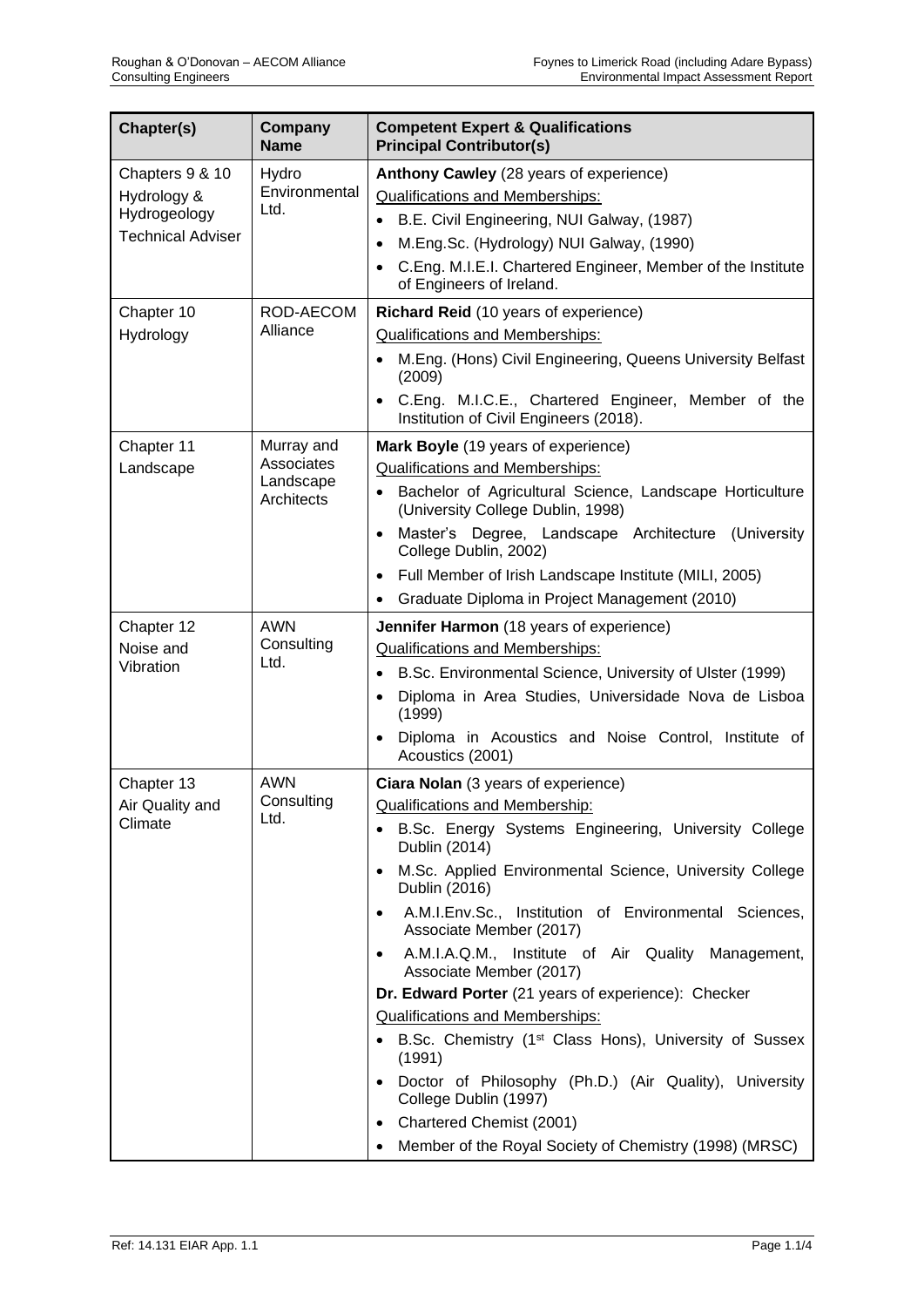| Chapter(s) | Company Name | Competent Expert & Qualifications<br>Principal Contributor(s) |
|---|---|---|
| Chapters 9 & 10<br>Hydrology & Hydrogeology<br>Technical Adviser | Hydro Environmental Ltd. | **Anthony Cawley** (28 years of experience)<br>Qualifications and Memberships:<br>• B.E. Civil Engineering, NUI Galway, (1987)<br>• M.Eng.Sc. (Hydrology) NUI Galway, (1990)<br>• C.Eng. M.I.E.I. Chartered Engineer, Member of the Institute of Engineers of Ireland. |
| Chapter 10<br>Hydrology | ROD-AECOM Alliance | **Richard Reid** (10 years of experience)<br>Qualifications and Memberships:<br>• M.Eng. (Hons) Civil Engineering, Queens University Belfast (2009)<br>• C.Eng. M.I.C.E., Chartered Engineer, Member of the Institution of Civil Engineers (2018). |
| Chapter 11<br>Landscape | Murray and Associates Landscape Architects | **Mark Boyle** (19 years of experience)<br>Qualifications and Memberships:<br>• Bachelor of Agricultural Science, Landscape Horticulture (University College Dublin, 1998)<br>• Master's Degree, Landscape Architecture (University College Dublin, 2002)<br>• Full Member of Irish Landscape Institute (MILI, 2005)<br>• Graduate Diploma in Project Management (2010) |
| Chapter 12<br>Noise and Vibration | AWN Consulting Ltd. | **Jennifer Harmon** (18 years of experience)<br>Qualifications and Memberships:<br>• B.Sc. Environmental Science, University of Ulster (1999)<br>• Diploma in Area Studies, Universidade Nova de Lisboa (1999)<br>• Diploma in Acoustics and Noise Control, Institute of Acoustics (2001) |
| Chapter 13<br>Air Quality and Climate | AWN Consulting Ltd. | **Ciara Nolan** (3 years of experience)<br>Qualifications and Membership:<br>• B.Sc. Energy Systems Engineering, University College Dublin (2014)<br>• M.Sc. Applied Environmental Science, University College Dublin (2016)<br>• A.M.I.Env.Sc., Institution of Environmental Sciences, Associate Member (2017)<br>• A.M.I.A.Q.M., Institute of Air Quality Management, Associate Member (2017)<br>**Dr. Edward Porter** (21 years of experience): Checker<br>Qualifications and Memberships:<br>• B.Sc. Chemistry (1st Class Hons), University of Sussex (1991)<br>• Doctor of Philosophy (Ph.D.) (Air Quality), University College Dublin (1997)<br>• Chartered Chemist (2001)<br>• Member of the Royal Society of Chemistry (1998) (MRSC) |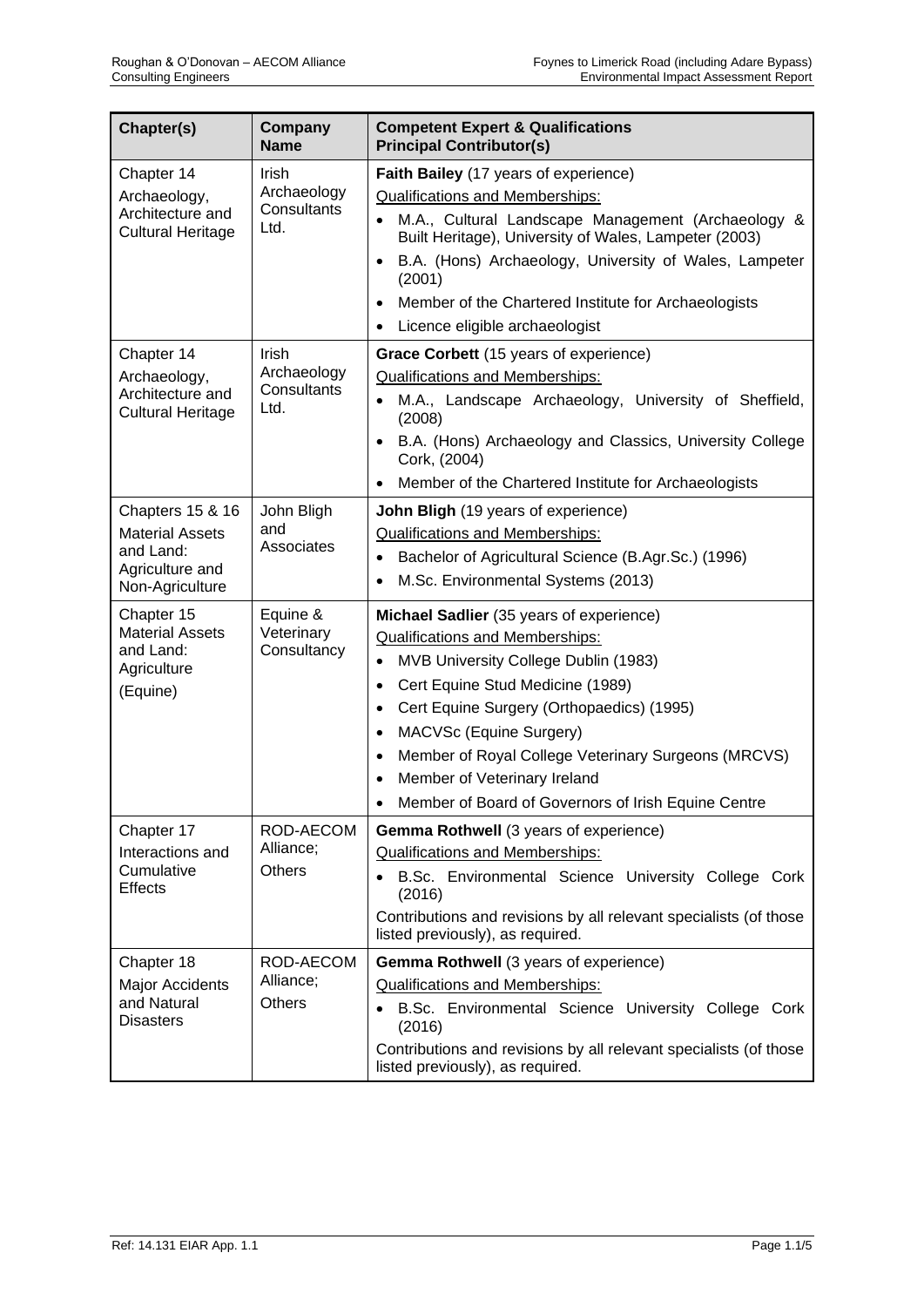| Chapter(s) | Company Name | Competent Expert & Qualifications<br>Principal Contributor(s) |
|---|---|---|
| Chapter 14<br>Archaeology, Architecture and Cultural Heritage | Irish Archaeology Consultants Ltd. | **Faith Bailey** (17 years of experience)<br>Qualifications and Memberships:<br>• M.A., Cultural Landscape Management (Archaeology & Built Heritage), University of Wales, Lampeter (2003)<br>• B.A. (Hons) Archaeology, University of Wales, Lampeter (2001)<br>• Member of the Chartered Institute for Archaeologists<br>• Licence eligible archaeologist |
| Chapter 14<br>Archaeology, Architecture and Cultural Heritage | Irish Archaeology Consultants Ltd. | **Grace Corbett** (15 years of experience)<br>Qualifications and Memberships:<br>• M.A., Landscape Archaeology, University of Sheffield, (2008)<br>• B.A. (Hons) Archaeology and Classics, University College Cork, (2004)<br>• Member of the Chartered Institute for Archaeologists |
| Chapters 15 & 16<br>Material Assets and Land: Agriculture and Non-Agriculture | John Bligh and Associates | **John Bligh** (19 years of experience)<br>Qualifications and Memberships:<br>• Bachelor of Agricultural Science (B.Agr.Sc.) (1996)<br>• M.Sc. Environmental Systems (2013) |
| Chapter 15<br>Material Assets and Land: Agriculture (Equine) | Equine & Veterinary Consultancy | **Michael Sadlier** (35 years of experience)<br>Qualifications and Memberships:<br>• MVB University College Dublin (1983)<br>• Cert Equine Stud Medicine (1989)<br>• Cert Equine Surgery (Orthopaedics) (1995)<br>• MACVSc (Equine Surgery)<br>• Member of Royal College Veterinary Surgeons (MRCVS)<br>• Member of Veterinary Ireland<br>• Member of Board of Governors of Irish Equine Centre |
| Chapter 17<br>Interactions and Cumulative Effects | ROD-AECOM Alliance; Others | **Gemma Rothwell** (3 years of experience)<br>Qualifications and Memberships:<br>• B.Sc. Environmental Science University College Cork (2016)<br>Contributions and revisions by all relevant specialists (of those listed previously), as required. |
| Chapter 18<br>Major Accidents and Natural Disasters | ROD-AECOM Alliance; Others | **Gemma Rothwell** (3 years of experience)<br>Qualifications and Memberships:<br>• B.Sc. Environmental Science University College Cork (2016)<br>Contributions and revisions by all relevant specialists (of those listed previously), as required. |